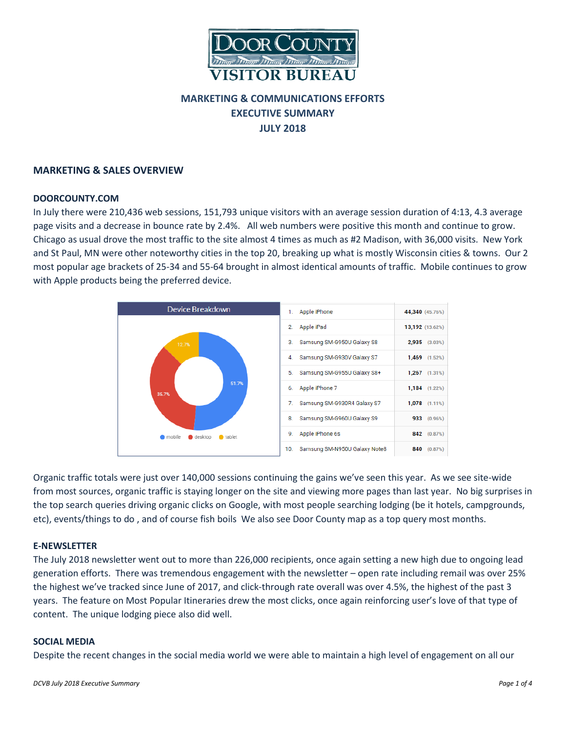# DOOR COUNTY VISITOR BUREAU

## MARKETING & COMMUNICATIONS EFFORTS
## EXECUTIVE SUMMARY
## JULY 2018

## MARKETING & SALES OVERVIEW

### DOORCOUNTY.COM

In July there were 210,436 web sessions, 151,793 unique visitors with an average session duration of 4:13, 4.3 average page visits and a decrease in bounce rate by 2.4%. All web numbers were positive this month and continue to grow. Chicago as usual drove the most traffic to the site almost 4 times as much as #2 Madison, with 36,000 visits. New York and St Paul, MN were other noteworthy cities in the top 20, breaking up what is mostly Wisconsin cities & towns. Our 2 most popular age brackets of 25-34 and 55-64 brought in almost identical amounts of traffic. Mobile continues to grow with Apple products being the preferred device.

**Device Breakdown**

| Device | Share |
|---|---|
| mobile | 51.7% |
| desktop | 35.7% |
| tablet | 12.7% |

| # | Device | Sessions |
|---|---|---|
| 1. | Apple iPhone | 44,340 (45.76%) |
| 2. | Apple iPad | 13,192 (13.62%) |
| 3. | Samsung SM-G950U Galaxy S8 | 2,935 (3.03%) |
| 4. | Samsung SM-G930V Galaxy S7 | 1,469 (1.52%) |
| 5. | Samsung SM-G955U Galaxy S8+ | 1,267 (1.31%) |
| 6. | Apple iPhone 7 | 1,184 (1.22%) |
| 7. | Samsung SM-G930R4 Galaxy S7 | 1,078 (1.11%) |
| 8. | Samsung SM-G960U Galaxy S9 | 933 (0.96%) |
| 9. | Apple iPhone 6s | 842 (0.87%) |
| 10. | Samsung SM-N950U Galaxy Note8 | 840 (0.87%) |

Organic traffic totals were just over 140,000 sessions continuing the gains we've seen this year. As we see site-wide from most sources, organic traffic is staying longer on the site and viewing more pages than last year. No big surprises in the top search queries driving organic clicks on Google, with most people searching lodging (be it hotels, campgrounds, etc), events/things to do , and of course fish boils We also see Door County map as a top query most months.

### E-NEWSLETTER

The July 2018 newsletter went out to more than 226,000 recipients, once again setting a new high due to ongoing lead generation efforts. There was tremendous engagement with the newsletter – open rate including remail was over 25% the highest we've tracked since June of 2017, and click-through rate overall was over 4.5%, the highest of the past 3 years. The feature on Most Popular Itineraries drew the most clicks, once again reinforcing user's love of that type of content. The unique lodging piece also did well.

### SOCIAL MEDIA

Despite the recent changes in the social media world we were able to maintain a high level of engagement on all our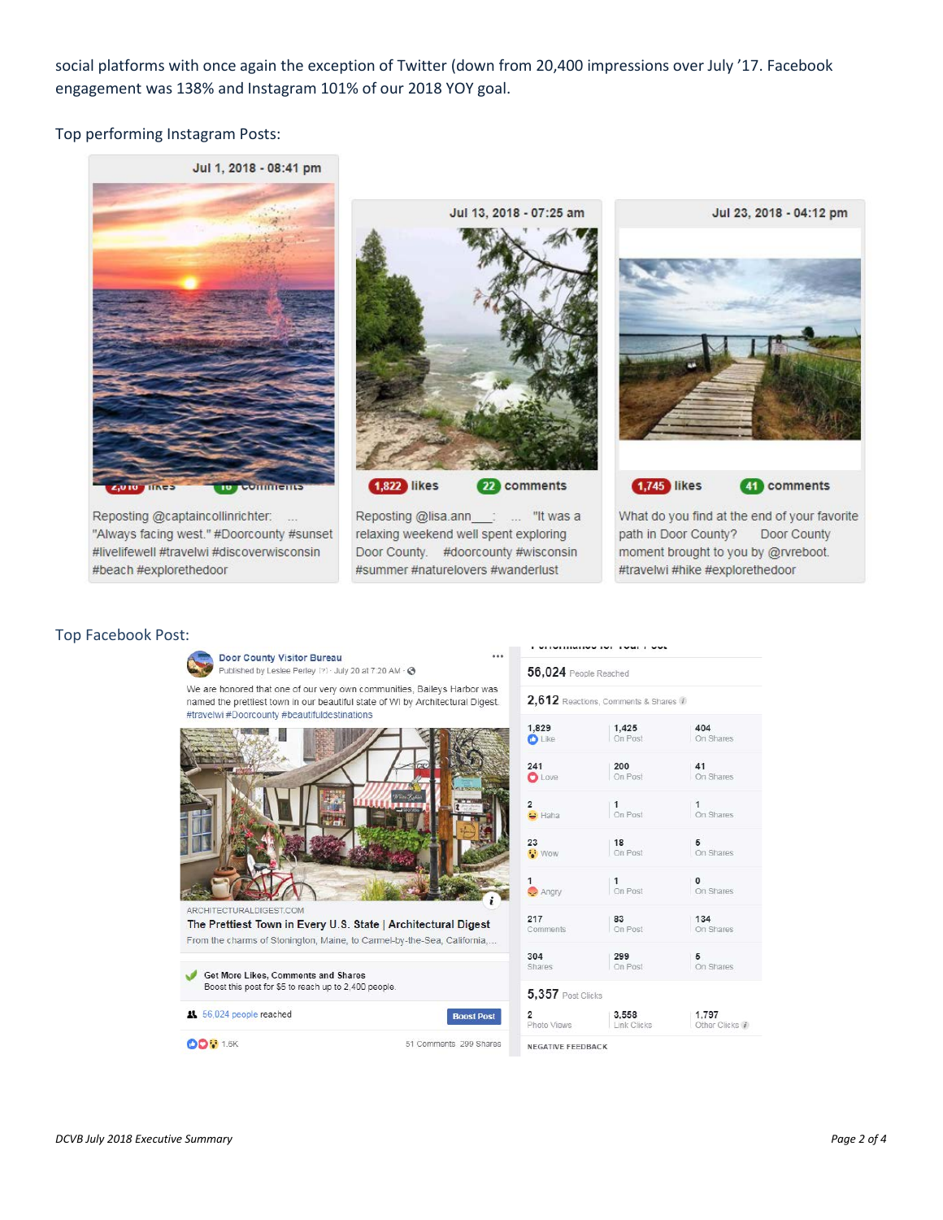social platforms with once again the exception of Twitter (down from 20,400 impressions over July '17. Facebook engagement was 138% and Instagram 101% of our 2018 YOY goal.

Top performing Instagram Posts:

Jul 1, 2018 - 08:41 pm

2,010 likes 16 comments

Reposting @captaincollinrichter: ... "Always facing west." #Doorcounty #sunset #livelifewell #travelwi #discoverwisconsin #beach #explorethedoor

Jul 13, 2018 - 07:25 am

1,822 likes 22 comments

Reposting @lisa.ann___: ... "It was a relaxing weekend well spent exploring Door County. #doorcounty #wisconsin #summer #naturelovers #wanderlust

Jul 23, 2018 - 04:12 pm

1,745 likes 41 comments

What do you find at the end of your favorite path in Door County? Door County moment brought to you by @rvreboot. #travelwi #hike #explorethedoor

Top Facebook Post:

**Door County Visitor Bureau**
Published by Leslee Perley [?] · July 20 at 7:20 AM

We are honored that one of our very own communities, Baileys Harbor was named the prettiest town in our beautiful state of WI by Architectural Digest. #travelwi #Doorcounty #beautifuldestinations

ARCHITECTURALDIGEST.COM
**The Prettiest Town in Every U.S. State | Architectural Digest**
From the charms of Stonington, Maine, to Carmel-by-the-Sea, California,...

Get More Likes, Comments and Shares
Boost this post for $5 to reach up to 2,400 people.

56,024 people reached — Boost Post

1.5K — 51 Comments 299 Shares

Performance for Your Post

**56,024** People Reached

**2,612** Reactions, Comments & Shares

| | On Post | On Shares |
|---|---|---|
| 1,829 Like | 1,425 | 404 |
| 241 Love | 200 | 41 |
| 2 Haha | 1 | 1 |
| 23 Wow | 18 | 5 |
| 1 Angry | 1 | 0 |
| 217 Comments | 83 | 134 |
| 304 Shares | 299 | 5 |

**5,357** Post Clicks

| Photo Views | Link Clicks | Other Clicks |
|---|---|---|
| 2 | 3,558 | 1,797 |

NEGATIVE FEEDBACK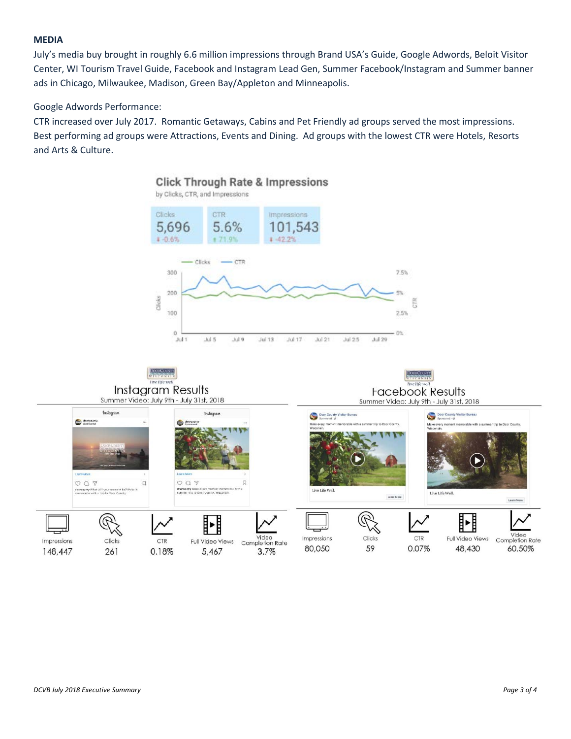**MEDIA**

July's media buy brought in roughly 6.6 million impressions through Brand USA's Guide, Google Adwords, Beloit Visitor Center, WI Tourism Travel Guide, Facebook and Instagram Lead Gen, Summer Facebook/Instagram and Summer banner ads in Chicago, Milwaukee, Madison, Green Bay/Appleton and Minneapolis.

Google Adwords Performance:

CTR increased over July 2017. Romantic Getaways, Cabins and Pet Friendly ad groups served the most impressions. Best performing ad groups were Attractions, Events and Dining. Ad groups with the lowest CTR were Hotels, Resorts and Arts & Culture.

**Click Through Rate & Impressions**

by Clicks, CTR, and Impressions

| Clicks | CTR | Impressions |
|---|---|---|
| 5,696 | 5.6% | 101,543 |
| -0.6% | 71.9% | -42.2% |

**Instagram Results**

Summer Video: July 9th - July 31st, 2018

| Impressions | Clicks | CTR | Full Video Views | Video Completion Rate |
|---|---|---|---|---|
| 148,447 | 261 | 0.18% | 5,467 | 3.7% |

**Facebook Results**

Summer Video: July 9th - July 31st, 2018

| Impressions | Clicks | CTR | Full Video Views | Video Completion Rate |
|---|---|---|---|---|
| 80,050 | 59 | 0.07% | 48,430 | 60.50% |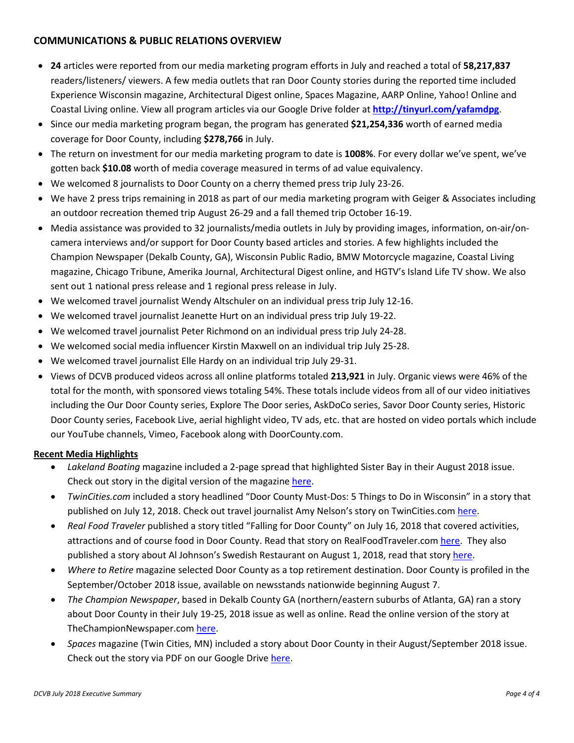## COMMUNICATIONS & PUBLIC RELATIONS OVERVIEW

- **24** articles were reported from our media marketing program efforts in July and reached a total of **58,217,837** readers/listeners/ viewers. A few media outlets that ran Door County stories during the reported time included Experience Wisconsin magazine, Architectural Digest online, Spaces Magazine, AARP Online, Yahoo! Online and Coastal Living online. View all program articles via our Google Drive folder at **http://tinyurl.com/yafamdpg**.
- Since our media marketing program began, the program has generated **$21,254,336** worth of earned media coverage for Door County, including **$278,766** in July.
- The return on investment for our media marketing program to date is **1008%**. For every dollar we've spent, we've gotten back **$10.08** worth of media coverage measured in terms of ad value equivalency.
- We welcomed 8 journalists to Door County on a cherry themed press trip July 23-26.
- We have 2 press trips remaining in 2018 as part of our media marketing program with Geiger & Associates including an outdoor recreation themed trip August 26-29 and a fall themed trip October 16-19.
- Media assistance was provided to 32 journalists/media outlets in July by providing images, information, on-air/on-camera interviews and/or support for Door County based articles and stories. A few highlights included the Champion Newspaper (Dekalb County, GA), Wisconsin Public Radio, BMW Motorcycle magazine, Coastal Living magazine, Chicago Tribune, Amerika Journal, Architectural Digest online, and HGTV's Island Life TV show. We also sent out 1 national press release and 1 regional press release in July.
- We welcomed travel journalist Wendy Altschuler on an individual press trip July 12-16.
- We welcomed travel journalist Jeanette Hurt on an individual press trip July 19-22.
- We welcomed travel journalist Peter Richmond on an individual press trip July 24-28.
- We welcomed social media influencer Kirstin Maxwell on an individual trip July 25-28.
- We welcomed travel journalist Elle Hardy on an individual trip July 29-31.
- Views of DCVB produced videos across all online platforms totaled **213,921** in July. Organic views were 46% of the total for the month, with sponsored views totaling 54%. These totals include videos from all of our video initiatives including the Our Door County series, Explore The Door series, AskDoCo series, Savor Door County series, Historic Door County series, Facebook Live, aerial highlight video, TV ads, etc. that are hosted on video portals which include our YouTube channels, Vimeo, Facebook along with DoorCounty.com.

**Recent Media Highlights**

- *Lakeland Boating* magazine included a 2-page spread that highlighted Sister Bay in their August 2018 issue. Check out story in the digital version of the magazine here.
- *TwinCities.com* included a story headlined "Door County Must-Dos: 5 Things to Do in Wisconsin" in a story that published on July 12, 2018. Check out travel journalist Amy Nelson's story on TwinCities.com here.
- *Real Food Traveler* published a story titled "Falling for Door County" on July 16, 2018 that covered activities, attractions and of course food in Door County. Read that story on RealFoodTraveler.com here. They also published a story about Al Johnson's Swedish Restaurant on August 1, 2018, read that story here.
- *Where to Retire* magazine selected Door County as a top retirement destination. Door County is profiled in the September/October 2018 issue, available on newsstands nationwide beginning August 7.
- *The Champion Newspaper*, based in Dekalb County GA (northern/eastern suburbs of Atlanta, GA) ran a story about Door County in their July 19-25, 2018 issue as well as online. Read the online version of the story at TheChampionNewspaper.com here.
- *Spaces* magazine (Twin Cities, MN) included a story about Door County in their August/September 2018 issue. Check out the story via PDF on our Google Drive here.